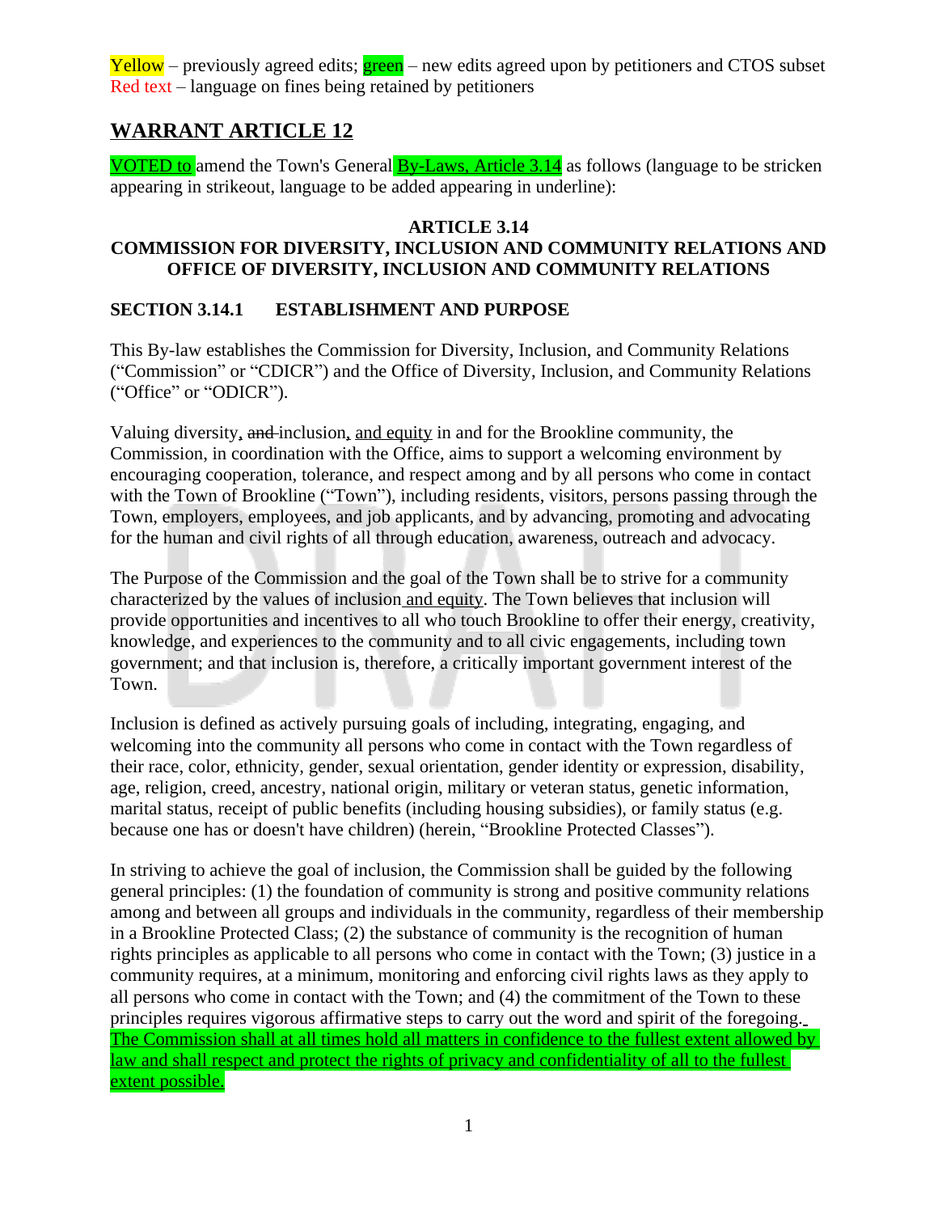Yellow – previously agreed edits; green – new edits agreed upon by petitioners and CTOS subset
Red text – language on fines being retained by petitioners

## WARRANT ARTICLE 12

VOTED to amend the Town's General By-Laws, Article 3.14 as follows (language to be stricken appearing in strikeout, language to be added appearing in underline):

**ARTICLE 3.14**
**COMMISSION FOR DIVERSITY, INCLUSION AND COMMUNITY RELATIONS AND OFFICE OF DIVERSITY, INCLUSION AND COMMUNITY RELATIONS**

### SECTION 3.14.1 ESTABLISHMENT AND PURPOSE

This By-law establishes the Commission for Diversity, Inclusion, and Community Relations ("Commission" or "CDICR") and the Office of Diversity, Inclusion, and Community Relations ("Office" or "ODICR").

Valuing diversity<u>,</u> ~~and~~ inclusion<u>, and equity</u> in and for the Brookline community, the Commission, in coordination with the Office, aims to support a welcoming environment by encouraging cooperation, tolerance, and respect among and by all persons who come in contact with the Town of Brookline ("Town"), including residents, visitors, persons passing through the Town, employers, employees, and job applicants, and by advancing, promoting and advocating for the human and civil rights of all through education, awareness, outreach and advocacy.

The Purpose of the Commission and the goal of the Town shall be to strive for a community characterized by the values of inclusion <u>and equity</u>. The Town believes that inclusion will provide opportunities and incentives to all who touch Brookline to offer their energy, creativity, knowledge, and experiences to the community and to all civic engagements, including town government; and that inclusion is, therefore, a critically important government interest of the Town.

Inclusion is defined as actively pursuing goals of including, integrating, engaging, and welcoming into the community all persons who come in contact with the Town regardless of their race, color, ethnicity, gender, sexual orientation, gender identity or expression, disability, age, religion, creed, ancestry, national origin, military or veteran status, genetic information, marital status, receipt of public benefits (including housing subsidies), or family status (e.g. because one has or doesn't have children) (herein, "Brookline Protected Classes").

In striving to achieve the goal of inclusion, the Commission shall be guided by the following general principles: (1) the foundation of community is strong and positive community relations among and between all groups and individuals in the community, regardless of their membership in a Brookline Protected Class; (2) the substance of community is the recognition of human rights principles as applicable to all persons who come in contact with the Town; (3) justice in a community requires, at a minimum, monitoring and enforcing civil rights laws as they apply to all persons who come in contact with the Town; and (4) the commitment of the Town to these principles requires vigorous affirmative steps to carry out the word and spirit of the foregoing. <u>The Commission shall at all times hold all matters in confidence to the fullest extent allowed by law and shall respect and protect the rights of privacy and confidentiality of all to the fullest extent possible.</u>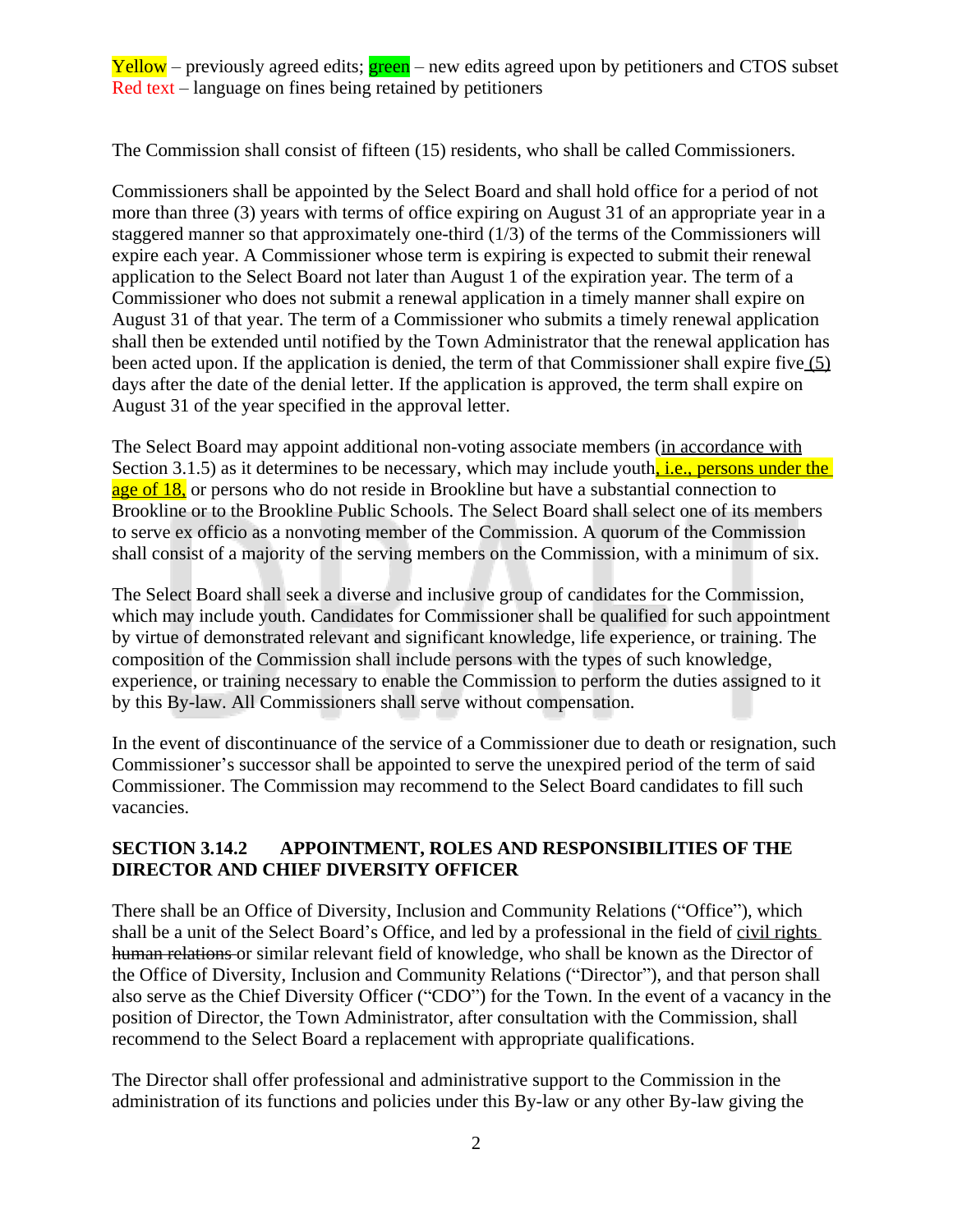Yellow – previously agreed edits; green – new edits agreed upon by petitioners and CTOS subset
Red text – language on fines being retained by petitioners

The Commission shall consist of fifteen (15) residents, who shall be called Commissioners.

Commissioners shall be appointed by the Select Board and shall hold office for a period of not more than three (3) years with terms of office expiring on August 31 of an appropriate year in a staggered manner so that approximately one-third (1/3) of the terms of the Commissioners will expire each year. A Commissioner whose term is expiring is expected to submit their renewal application to the Select Board not later than August 1 of the expiration year. The term of a Commissioner who does not submit a renewal application in a timely manner shall expire on August 31 of that year. The term of a Commissioner who submits a timely renewal application shall then be extended until notified by the Town Administrator that the renewal application has been acted upon. If the application is denied, the term of that Commissioner shall expire five (5) days after the date of the denial letter. If the application is approved, the term shall expire on August 31 of the year specified in the approval letter.

The Select Board may appoint additional non-voting associate members (in accordance with Section 3.1.5) as it determines to be necessary, which may include youth, i.e., persons under the age of 18, or persons who do not reside in Brookline but have a substantial connection to Brookline or to the Brookline Public Schools. The Select Board shall select one of its members to serve ex officio as a nonvoting member of the Commission. A quorum of the Commission shall consist of a majority of the serving members on the Commission, with a minimum of six.

The Select Board shall seek a diverse and inclusive group of candidates for the Commission, which may include youth. Candidates for Commissioner shall be qualified for such appointment by virtue of demonstrated relevant and significant knowledge, life experience, or training. The composition of the Commission shall include persons with the types of such knowledge, experience, or training necessary to enable the Commission to perform the duties assigned to it by this By-law. All Commissioners shall serve without compensation.

In the event of discontinuance of the service of a Commissioner due to death or resignation, such Commissioner's successor shall be appointed to serve the unexpired period of the term of said Commissioner. The Commission may recommend to the Select Board candidates to fill such vacancies.

**SECTION 3.14.2 APPOINTMENT, ROLES AND RESPONSIBILITIES OF THE DIRECTOR AND CHIEF DIVERSITY OFFICER**

There shall be an Office of Diversity, Inclusion and Community Relations ("Office"), which shall be a unit of the Select Board's Office, and led by a professional in the field of civil rights ~~human relations~~ or similar relevant field of knowledge, who shall be known as the Director of the Office of Diversity, Inclusion and Community Relations ("Director"), and that person shall also serve as the Chief Diversity Officer ("CDO") for the Town. In the event of a vacancy in the position of Director, the Town Administrator, after consultation with the Commission, shall recommend to the Select Board a replacement with appropriate qualifications.

The Director shall offer professional and administrative support to the Commission in the administration of its functions and policies under this By-law or any other By-law giving the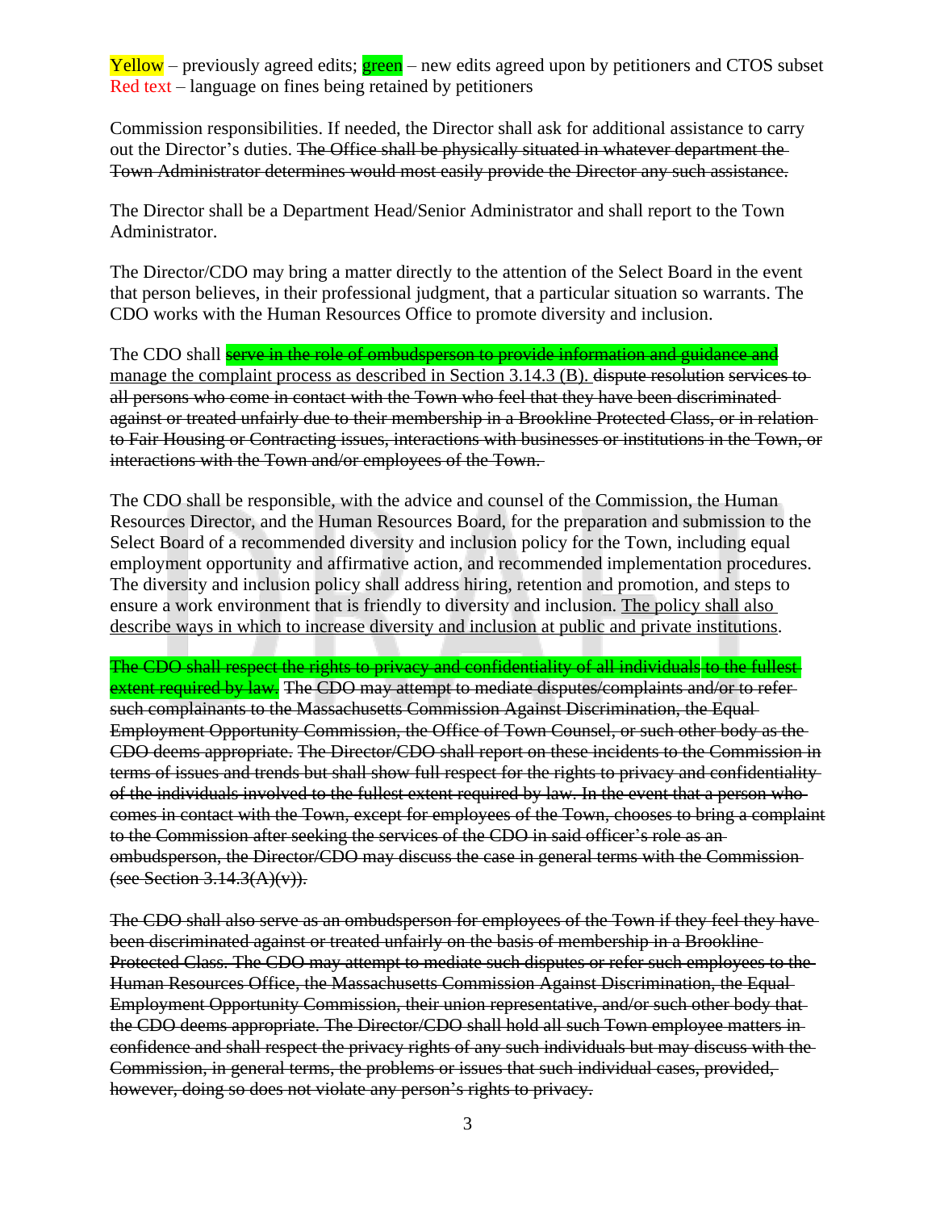Yellow – previously agreed edits; green – new edits agreed upon by petitioners and CTOS subset
Red text – language on fines being retained by petitioners

Commission responsibilities. If needed, the Director shall ask for additional assistance to carry out the Director's duties. ~~The Office shall be physically situated in whatever department the Town Administrator determines would most easily provide the Director any such assistance.~~

The Director shall be a Department Head/Senior Administrator and shall report to the Town Administrator.

The Director/CDO may bring a matter directly to the attention of the Select Board in the event that person believes, in their professional judgment, that a particular situation so warrants. The CDO works with the Human Resources Office to promote diversity and inclusion.

The CDO shall ~~serve in the role of ombudsperson to provide information and guidance and~~ manage the complaint process as described in Section 3.14.3 (B). ~~dispute resolution services to all persons who come in contact with the Town who feel that they have been discriminated against or treated unfairly due to their membership in a Brookline Protected Class, or in relation to Fair Housing or Contracting issues, interactions with businesses or institutions in the Town, or interactions with the Town and/or employees of the Town.~~

The CDO shall be responsible, with the advice and counsel of the Commission, the Human Resources Director, and the Human Resources Board, for the preparation and submission to the Select Board of a recommended diversity and inclusion policy for the Town, including equal employment opportunity and affirmative action, and recommended implementation procedures. The diversity and inclusion policy shall address hiring, retention and promotion, and steps to ensure a work environment that is friendly to diversity and inclusion. The policy shall also describe ways in which to increase diversity and inclusion at public and private institutions.

~~The CDO shall respect the rights to privacy and confidentiality of all individuals to the fullest extent required by law.~~ ~~The CDO may attempt to mediate disputes/complaints and/or to refer such complainants to the Massachusetts Commission Against Discrimination, the Equal Employment Opportunity Commission, the Office of Town Counsel, or such other body as the CDO deems appropriate.~~ ~~The Director/CDO shall report on these incidents to the Commission in terms of issues and trends but shall show full respect for the rights to privacy and confidentiality of the individuals involved to the fullest extent required by law. In the event that a person who comes in contact with the Town, except for employees of the Town, chooses to bring a complaint to the Commission after seeking the services of the CDO in said officer's role as an ombudsperson, the Director/CDO may discuss the case in general terms with the Commission (see Section 3.14.3(A)(v)).~~

~~The CDO shall also serve as an ombudsperson for employees of the Town if they feel they have been discriminated against or treated unfairly on the basis of membership in a Brookline Protected Class. The CDO may attempt to mediate such disputes or refer such employees to the Human Resources Office, the Massachusetts Commission Against Discrimination, the Equal Employment Opportunity Commission, their union representative, and/or such other body that the CDO deems appropriate. The Director/CDO shall hold all such Town employee matters in confidence and shall respect the privacy rights of any such individuals but may discuss with the Commission, in general terms, the problems or issues that such individual cases, provided, however, doing so does not violate any person's rights to privacy.~~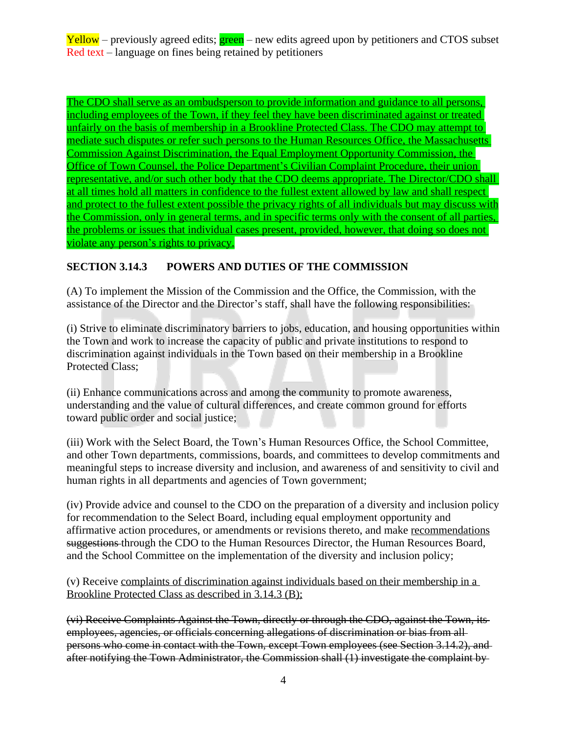Yellow – previously agreed edits; green – new edits agreed upon by petitioners and CTOS subset
Red text – language on fines being retained by petitioners

The CDO shall serve as an ombudsperson to provide information and guidance to all persons, including employees of the Town, if they feel they have been discriminated against or treated unfairly on the basis of membership in a Brookline Protected Class. The CDO may attempt to mediate such disputes or refer such persons to the Human Resources Office, the Massachusetts Commission Against Discrimination, the Equal Employment Opportunity Commission, the Office of Town Counsel, the Police Department's Civilian Complaint Procedure, their union representative, and/or such other body that the CDO deems appropriate. The Director/CDO shall at all times hold all matters in confidence to the fullest extent allowed by law and shall respect and protect to the fullest extent possible the privacy rights of all individuals but may discuss with the Commission, only in general terms, and in specific terms only with the consent of all parties, the problems or issues that individual cases present, provided, however, that doing so does not violate any person's rights to privacy.

**SECTION 3.14.3 POWERS AND DUTIES OF THE COMMISSION**

(A) To implement the Mission of the Commission and the Office, the Commission, with the assistance of the Director and the Director's staff, shall have the following responsibilities:

(i) Strive to eliminate discriminatory barriers to jobs, education, and housing opportunities within the Town and work to increase the capacity of public and private institutions to respond to discrimination against individuals in the Town based on their membership in a Brookline Protected Class;

(ii) Enhance communications across and among the community to promote awareness, understanding and the value of cultural differences, and create common ground for efforts toward public order and social justice;

(iii) Work with the Select Board, the Town's Human Resources Office, the School Committee, and other Town departments, commissions, boards, and committees to develop commitments and meaningful steps to increase diversity and inclusion, and awareness of and sensitivity to civil and human rights in all departments and agencies of Town government;

(iv) Provide advice and counsel to the CDO on the preparation of a diversity and inclusion policy for recommendation to the Select Board, including equal employment opportunity and affirmative action procedures, or amendments or revisions thereto, and make recommendations ~~suggestions~~ through the CDO to the Human Resources Director, the Human Resources Board, and the School Committee on the implementation of the diversity and inclusion policy;

(v) Receive complaints of discrimination against individuals based on their membership in a Brookline Protected Class as described in 3.14.3 (B);

~~(vi) Receive Complaints Against the Town, directly or through the CDO, against the Town, its employees, agencies, or officials concerning allegations of discrimination or bias from all persons who come in contact with the Town, except Town employees (see Section 3.14.2), and after notifying the Town Administrator, the Commission shall (1) investigate the complaint by~~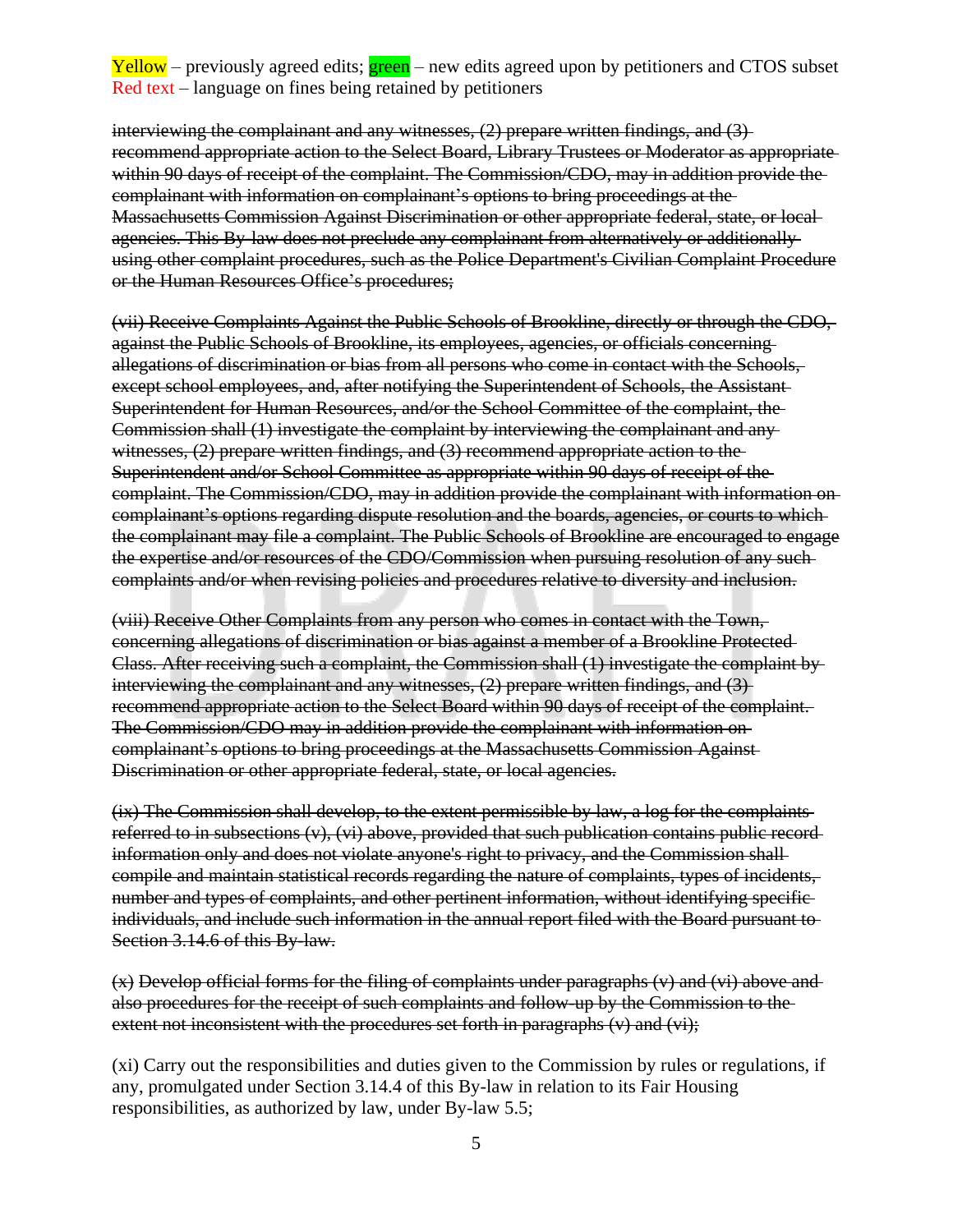Yellow – previously agreed edits; green – new edits agreed upon by petitioners and CTOS subset
Red text – language on fines being retained by petitioners

~~interviewing the complainant and any witnesses, (2) prepare written findings, and (3) recommend appropriate action to the Select Board, Library Trustees or Moderator as appropriate within 90 days of receipt of the complaint. The Commission/CDO, may in addition provide the complainant with information on complainant's options to bring proceedings at the Massachusetts Commission Against Discrimination or other appropriate federal, state, or local agencies. This By-law does not preclude any complainant from alternatively or additionally using other complaint procedures, such as the Police Department's Civilian Complaint Procedure or the Human Resources Office's procedures;~~

~~(vii) Receive Complaints Against the Public Schools of Brookline, directly or through the CDO, against the Public Schools of Brookline, its employees, agencies, or officials concerning allegations of discrimination or bias from all persons who come in contact with the Schools, except school employees, and, after notifying the Superintendent of Schools, the Assistant Superintendent for Human Resources, and/or the School Committee of the complaint, the Commission shall (1) investigate the complaint by interviewing the complainant and any witnesses, (2) prepare written findings, and (3) recommend appropriate action to the Superintendent and/or School Committee as appropriate within 90 days of receipt of the complaint. The Commission/CDO, may in addition provide the complainant with information on complainant's options regarding dispute resolution and the boards, agencies, or courts to which the complainant may file a complaint. The Public Schools of Brookline are encouraged to engage the expertise and/or resources of the CDO/Commission when pursuing resolution of any such complaints and/or when revising policies and procedures relative to diversity and inclusion.~~

~~(viii) Receive Other Complaints from any person who comes in contact with the Town, concerning allegations of discrimination or bias against a member of a Brookline Protected Class. After receiving such a complaint, the Commission shall (1) investigate the complaint by interviewing the complainant and any witnesses, (2) prepare written findings, and (3) recommend appropriate action to the Select Board within 90 days of receipt of the complaint. The Commission/CDO may in addition provide the complainant with information on complainant's options to bring proceedings at the Massachusetts Commission Against Discrimination or other appropriate federal, state, or local agencies.~~

~~(ix) The Commission shall develop, to the extent permissible by law, a log for the complaints referred to in subsections (v), (vi) above, provided that such publication contains public record information only and does not violate anyone's right to privacy, and the Commission shall compile and maintain statistical records regarding the nature of complaints, types of incidents, number and types of complaints, and other pertinent information, without identifying specific individuals, and include such information in the annual report filed with the Board pursuant to Section 3.14.6 of this By-law.~~

~~(x) Develop official forms for the filing of complaints under paragraphs (v) and (vi) above and also procedures for the receipt of such complaints and follow-up by the Commission to the extent not inconsistent with the procedures set forth in paragraphs (v) and (vi);~~

(xi) Carry out the responsibilities and duties given to the Commission by rules or regulations, if any, promulgated under Section 3.14.4 of this By-law in relation to its Fair Housing responsibilities, as authorized by law, under By-law 5.5;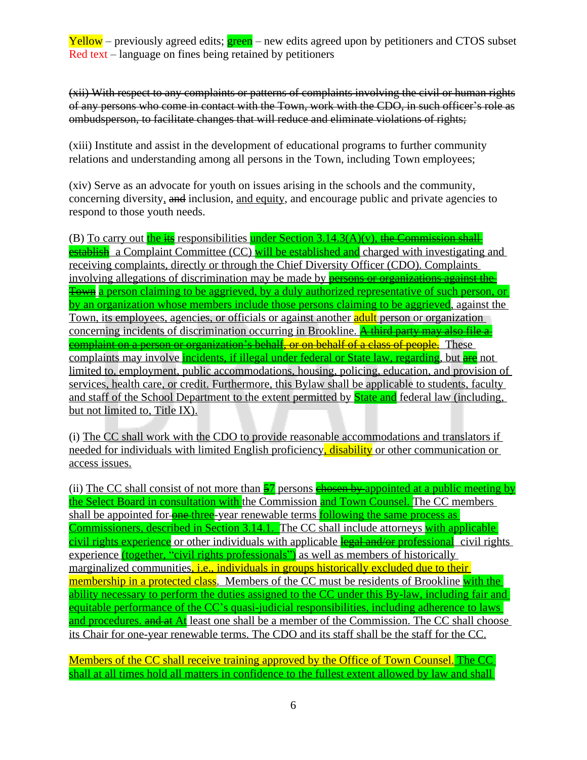Yellow – previously agreed edits; green – new edits agreed upon by petitioners and CTOS subset
Red text – language on fines being retained by petitioners

~~(xii) With respect to any complaints or patterns of complaints involving the civil or human rights of any persons who come in contact with the Town, work with the CDO, in such officer's role as ombudsperson, to facilitate changes that will reduce and eliminate violations of rights;~~

(xiii) Institute and assist in the development of educational programs to further community relations and understanding among all persons in the Town, including Town employees;

(xiv) Serve as an advocate for youth on issues arising in the schools and the community, concerning diversity, ~~and~~ inclusion, and equity, and encourage public and private agencies to respond to those youth needs.

(B) To carry out the ~~its~~ responsibilities under Section 3.14.3(A)(v), ~~the Commission shall establish~~ a Complaint Committee (CC) will be established and charged with investigating and receiving complaints, directly or through the Chief Diversity Officer (CDO). Complaints involving allegations of discrimination may be made by ~~persons or organizations against the Town~~ a person claiming to be aggrieved, by a duly authorized representative of such person, or by an organization whose members include those persons claiming to be aggrieved, against the Town, its employees, agencies, or officials or against another adult person or organization concerning incidents of discrimination occurring in Brookline. ~~A third party may also file a complaint on a person or organization's behalf, or on behalf of a class of people.~~ These complaints may involve incidents, if illegal under federal or State law, regarding, but ~~are~~ not limited to, employment, public accommodations, housing, policing, education, and provision of services, health care, or credit. Furthermore, this Bylaw shall be applicable to students, faculty and staff of the School Department to the extent permitted by State and federal law (including, but not limited to, Title IX).

(i) The CC shall work with the CDO to provide reasonable accommodations and translators if needed for individuals with limited English proficiency, disability or other communication or access issues.

(ii) The CC shall consist of not more than ~~5~~7 persons ~~chosen by~~ appointed at a public meeting by the Select Board in consultation with the Commission and Town Counsel. The CC members shall be appointed for ~~one~~ three-year renewable terms following the same process as Commissioners, described in Section 3.14.1. The CC shall include attorneys with applicable civil rights experience or other individuals with applicable ~~legal and/or~~ professional civil rights experience (together, "civil rights professionals") as well as members of historically marginalized communities, i.e., individuals in groups historically excluded due to their membership in a protected class. Members of the CC must be residents of Brookline with the ability necessary to perform the duties assigned to the CC under this By-law, including fair and equitable performance of the CC's quasi-judicial responsibilities, including adherence to laws and procedures. ~~and at~~ At least one shall be a member of the Commission. The CC shall choose its Chair for one-year renewable terms. The CDO and its staff shall be the staff for the CC.

Members of the CC shall receive training approved by the Office of Town Counsel. The CC shall at all times hold all matters in confidence to the fullest extent allowed by law and shall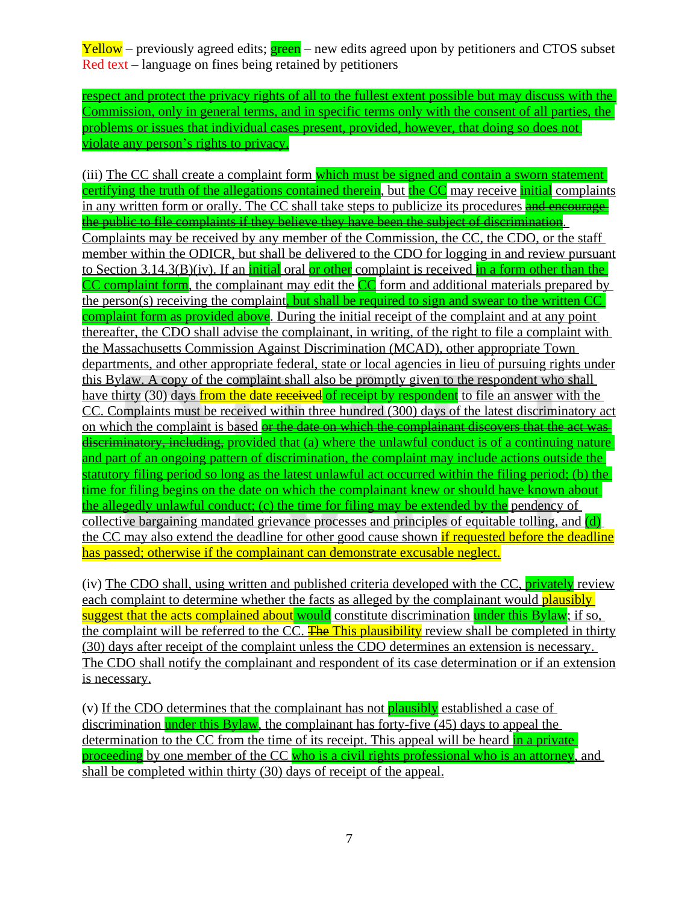Yellow – previously agreed edits; green – new edits agreed upon by petitioners and CTOS subset
Red text – language on fines being retained by petitioners

respect and protect the privacy rights of all to the fullest extent possible but may discuss with the Commission, only in general terms, and in specific terms only with the consent of all parties, the problems or issues that individual cases present, provided, however, that doing so does not violate any person's rights to privacy.

(iii) The CC shall create a complaint form which must be signed and contain a sworn statement certifying the truth of the allegations contained therein, but the CC may receive initial complaints in any written form or orally. The CC shall take steps to publicize its procedures ~~and encourage the public to file complaints if they believe they have been the subject of discrimination~~. Complaints may be received by any member of the Commission, the CC, the CDO, or the staff member within the ODICR, but shall be delivered to the CDO for logging in and review pursuant to Section 3.14.3(B)(iv). If an initial oral or other complaint is received in a form other than the CC complaint form, the complainant may edit the CC form and additional materials prepared by the person(s) receiving the complaint, but shall be required to sign and swear to the written CC complaint form as provided above. During the initial receipt of the complaint and at any point thereafter, the CDO shall advise the complainant, in writing, of the right to file a complaint with the Massachusetts Commission Against Discrimination (MCAD), other appropriate Town departments, and other appropriate federal, state or local agencies in lieu of pursuing rights under this Bylaw. A copy of the complaint shall also be promptly given to the respondent who shall have thirty (30) days from the date ~~received~~ of receipt by respondent to file an answer with the CC. Complaints must be received within three hundred (300) days of the latest discriminatory act on which the complaint is based ~~or the date on which the complainant discovers that the act was discriminatory, including,~~ provided that (a) where the unlawful conduct is of a continuing nature and part of an ongoing pattern of discrimination, the complaint may include actions outside the statutory filing period so long as the latest unlawful act occurred within the filing period; (b) the time for filing begins on the date on which the complainant knew or should have known about the allegedly unlawful conduct; (c) the time for filing may be extended by the pendency of collective bargaining mandated grievance processes and principles of equitable tolling, and (d) the CC may also extend the deadline for other good cause shown if requested before the deadline has passed; otherwise if the complainant can demonstrate excusable neglect.

(iv) The CDO shall, using written and published criteria developed with the CC, privately review each complaint to determine whether the facts as alleged by the complainant would plausibly suggest that the acts complained about would constitute discrimination under this Bylaw; if so, the complaint will be referred to the CC. ~~The~~ This plausibility review shall be completed in thirty (30) days after receipt of the complaint unless the CDO determines an extension is necessary. The CDO shall notify the complainant and respondent of its case determination or if an extension is necessary.

(v) If the CDO determines that the complainant has not plausibly established a case of discrimination under this Bylaw, the complainant has forty-five (45) days to appeal the determination to the CC from the time of its receipt. This appeal will be heard in a private proceeding by one member of the CC who is a civil rights professional who is an attorney, and shall be completed within thirty (30) days of receipt of the appeal.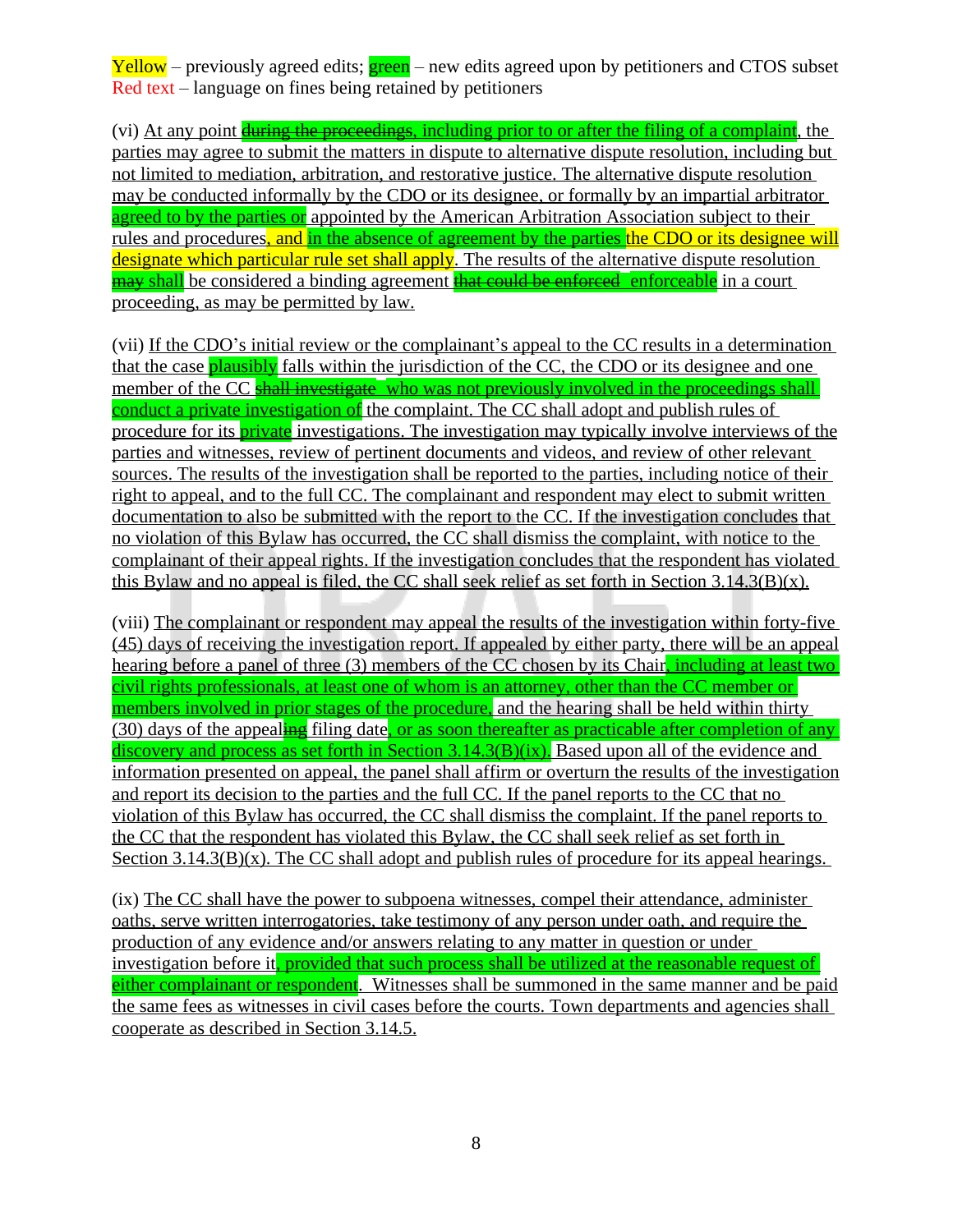Yellow – previously agreed edits; green – new edits agreed upon by petitioners and CTOS subset
Red text – language on fines being retained by petitioners

(vi) At any point ~~during the proceedings~~, including prior to or after the filing of a complaint, the parties may agree to submit the matters in dispute to alternative dispute resolution, including but not limited to mediation, arbitration, and restorative justice. The alternative dispute resolution may be conducted informally by the CDO or its designee, or formally by an impartial arbitrator agreed to by the parties or appointed by the American Arbitration Association subject to their rules and procedures, and in the absence of agreement by the parties the CDO or its designee will designate which particular rule set shall apply. The results of the alternative dispute resolution ~~may~~ shall be considered a binding agreement ~~that could be enforced~~ enforceable in a court proceeding, as may be permitted by law.

(vii) If the CDO's initial review or the complainant's appeal to the CC results in a determination that the case plausibly falls within the jurisdiction of the CC, the CDO or its designee and one member of the CC ~~shall investigate~~ who was not previously involved in the proceedings shall conduct a private investigation of the complaint. The CC shall adopt and publish rules of procedure for its private investigations. The investigation may typically involve interviews of the parties and witnesses, review of pertinent documents and videos, and review of other relevant sources. The results of the investigation shall be reported to the parties, including notice of their right to appeal, and to the full CC. The complainant and respondent may elect to submit written documentation to also be submitted with the report to the CC. If the investigation concludes that no violation of this Bylaw has occurred, the CC shall dismiss the complaint, with notice to the complainant of their appeal rights. If the investigation concludes that the respondent has violated this Bylaw and no appeal is filed, the CC shall seek relief as set forth in Section 3.14.3(B)(x).

(viii) The complainant or respondent may appeal the results of the investigation within forty-five (45) days of receiving the investigation report. If appealed by either party, there will be an appeal hearing before a panel of three (3) members of the CC chosen by its Chair, including at least two civil rights professionals, at least one of whom is an attorney, other than the CC member or members involved in prior stages of the procedure, and the hearing shall be held within thirty (30) days of the appeal~~ing~~ filing date, or as soon thereafter as practicable after completion of any discovery and process as set forth in Section 3.14.3(B)(ix). Based upon all of the evidence and information presented on appeal, the panel shall affirm or overturn the results of the investigation and report its decision to the parties and the full CC. If the panel reports to the CC that no violation of this Bylaw has occurred, the CC shall dismiss the complaint. If the panel reports to the CC that the respondent has violated this Bylaw, the CC shall seek relief as set forth in Section 3.14.3(B)(x). The CC shall adopt and publish rules of procedure for its appeal hearings.

(ix) The CC shall have the power to subpoena witnesses, compel their attendance, administer oaths, serve written interrogatories, take testimony of any person under oath, and require the production of any evidence and/or answers relating to any matter in question or under investigation before it, provided that such process shall be utilized at the reasonable request of either complainant or respondent. Witnesses shall be summoned in the same manner and be paid the same fees as witnesses in civil cases before the courts. Town departments and agencies shall cooperate as described in Section 3.14.5.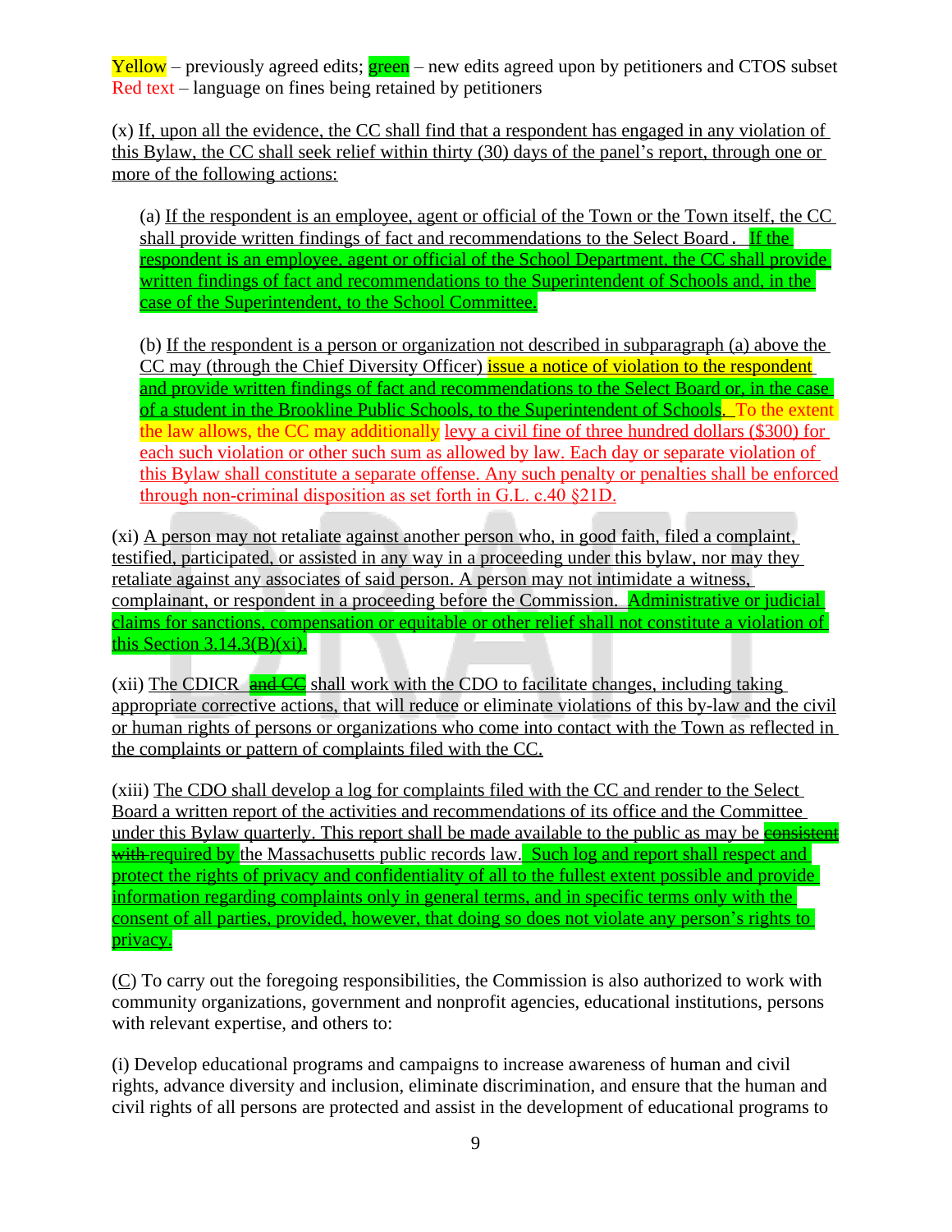Yellow – previously agreed edits; green – new edits agreed upon by petitioners and CTOS subset
Red text – language on fines being retained by petitioners

(x) If, upon all the evidence, the CC shall find that a respondent has engaged in any violation of this Bylaw, the CC shall seek relief within thirty (30) days of the panel's report, through one or more of the following actions:

(a) If the respondent is an employee, agent or official of the Town or the Town itself, the CC shall provide written findings of fact and recommendations to the Select Board. If the respondent is an employee, agent or official of the School Department, the CC shall provide written findings of fact and recommendations to the Superintendent of Schools and, in the case of the Superintendent, to the School Committee.

(b) If the respondent is a person or organization not described in subparagraph (a) above the CC may (through the Chief Diversity Officer) issue a notice of violation to the respondent and provide written findings of fact and recommendations to the Select Board or, in the case of a student in the Brookline Public Schools, to the Superintendent of Schools. To the extent the law allows, the CC may additionally levy a civil fine of three hundred dollars ($300) for each such violation or other such sum as allowed by law. Each day or separate violation of this Bylaw shall constitute a separate offense. Any such penalty or penalties shall be enforced through non-criminal disposition as set forth in G.L. c.40 §21D.

(xi) A person may not retaliate against another person who, in good faith, filed a complaint, testified, participated, or assisted in any way in a proceeding under this bylaw, nor may they retaliate against any associates of said person. A person may not intimidate a witness, complainant, or respondent in a proceeding before the Commission. Administrative or judicial claims for sanctions, compensation or equitable or other relief shall not constitute a violation of this Section 3.14.3(B)(xi).

(xii) The CDICR ~~and CC~~ shall work with the CDO to facilitate changes, including taking appropriate corrective actions, that will reduce or eliminate violations of this by-law and the civil or human rights of persons or organizations who come into contact with the Town as reflected in the complaints or pattern of complaints filed with the CC.

(xiii) The CDO shall develop a log for complaints filed with the CC and render to the Select Board a written report of the activities and recommendations of its office and the Committee under this Bylaw quarterly. This report shall be made available to the public as may be ~~consistent with~~ required by the Massachusetts public records law. Such log and report shall respect and protect the rights of privacy and confidentiality of all to the fullest extent possible and provide information regarding complaints only in general terms, and in specific terms only with the consent of all parties, provided, however, that doing so does not violate any person's rights to privacy.

(C) To carry out the foregoing responsibilities, the Commission is also authorized to work with community organizations, government and nonprofit agencies, educational institutions, persons with relevant expertise, and others to:

(i) Develop educational programs and campaigns to increase awareness of human and civil rights, advance diversity and inclusion, eliminate discrimination, and ensure that the human and civil rights of all persons are protected and assist in the development of educational programs to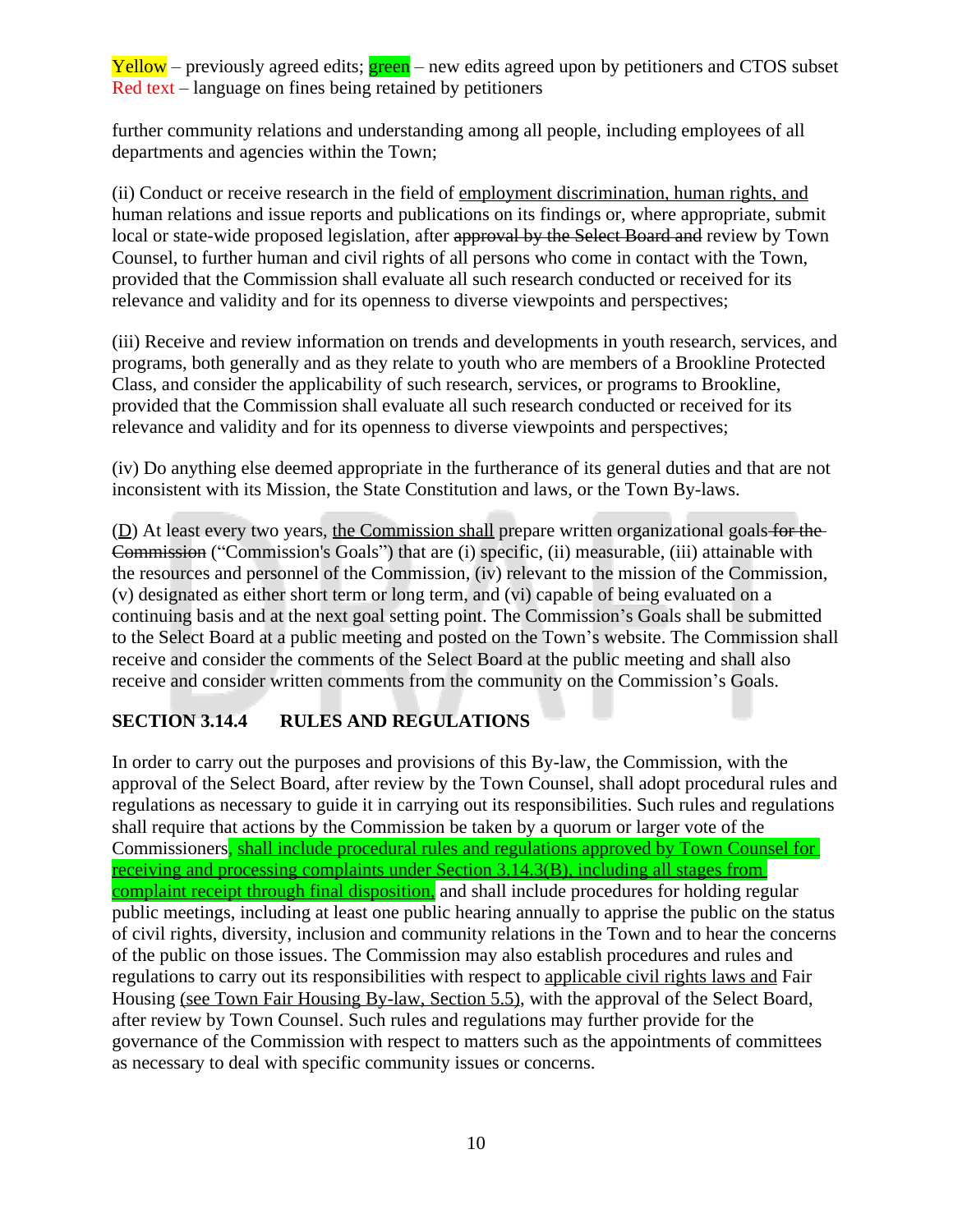Yellow – previously agreed edits; green – new edits agreed upon by petitioners and CTOS subset
Red text – language on fines being retained by petitioners

further community relations and understanding among all people, including employees of all departments and agencies within the Town;

(ii) Conduct or receive research in the field of <u>employment discrimination, human rights, and</u> human relations and issue reports and publications on its findings or, where appropriate, submit local or state-wide proposed legislation, after ~~approval by the Select Board and~~ review by Town Counsel, to further human and civil rights of all persons who come in contact with the Town, provided that the Commission shall evaluate all such research conducted or received for its relevance and validity and for its openness to diverse viewpoints and perspectives;

(iii) Receive and review information on trends and developments in youth research, services, and programs, both generally and as they relate to youth who are members of a Brookline Protected Class, and consider the applicability of such research, services, or programs to Brookline, provided that the Commission shall evaluate all such research conducted or received for its relevance and validity and for its openness to diverse viewpoints and perspectives;

(iv) Do anything else deemed appropriate in the furtherance of its general duties and that are not inconsistent with its Mission, the State Constitution and laws, or the Town By-laws.

(<u>D</u>) At least every two years, <u>the Commission shall</u> prepare written organizational goals ~~for the Commission~~ ("Commission's Goals") that are (i) specific, (ii) measurable, (iii) attainable with the resources and personnel of the Commission, (iv) relevant to the mission of the Commission, (v) designated as either short term or long term, and (vi) capable of being evaluated on a continuing basis and at the next goal setting point. The Commission's Goals shall be submitted to the Select Board at a public meeting and posted on the Town's website. The Commission shall receive and consider the comments of the Select Board at the public meeting and shall also receive and consider written comments from the community on the Commission's Goals.

**SECTION 3.14.4 RULES AND REGULATIONS**

In order to carry out the purposes and provisions of this By-law, the Commission, with the approval of the Select Board, after review by the Town Counsel, shall adopt procedural rules and regulations as necessary to guide it in carrying out its responsibilities. Such rules and regulations shall require that actions by the Commission be taken by a quorum or larger vote of the Commissioners<u>, shall include procedural rules and regulations approved by Town Counsel for receiving and processing complaints under Section 3.14.3(B), including all stages from complaint receipt through final disposition,</u> and shall include procedures for holding regular public meetings, including at least one public hearing annually to apprise the public on the status of civil rights, diversity, inclusion and community relations in the Town and to hear the concerns of the public on those issues. The Commission may also establish procedures and rules and regulations to carry out its responsibilities with respect to <u>applicable civil rights laws and</u> Fair Housing <u>(see Town Fair Housing By-law, Section 5.5)</u>, with the approval of the Select Board, after review by Town Counsel. Such rules and regulations may further provide for the governance of the Commission with respect to matters such as the appointments of committees as necessary to deal with specific community issues or concerns.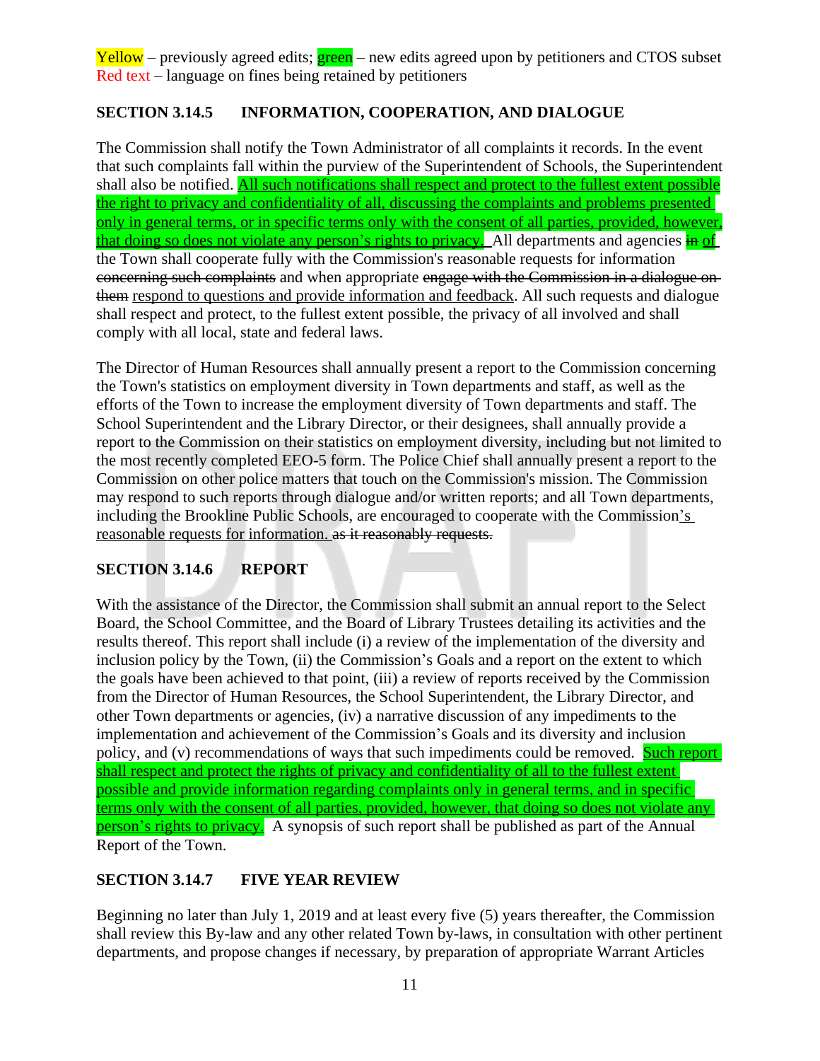Yellow – previously agreed edits; green – new edits agreed upon by petitioners and CTOS subset
Red text – language on fines being retained by petitioners

**SECTION 3.14.5 INFORMATION, COOPERATION, AND DIALOGUE**

The Commission shall notify the Town Administrator of all complaints it records. In the event that such complaints fall within the purview of the Superintendent of Schools, the Superintendent shall also be notified. All such notifications shall respect and protect to the fullest extent possible the right to privacy and confidentiality of all, discussing the complaints and problems presented only in general terms, or in specific terms only with the consent of all parties, provided, however, that doing so does not violate any person's rights to privacy. All departments and agencies ~~in~~ of the Town shall cooperate fully with the Commission's reasonable requests for information ~~concerning such complaints~~ and when appropriate ~~engage with the Commission in a dialogue on them~~ respond to questions and provide information and feedback. All such requests and dialogue shall respect and protect, to the fullest extent possible, the privacy of all involved and shall comply with all local, state and federal laws.

The Director of Human Resources shall annually present a report to the Commission concerning the Town's statistics on employment diversity in Town departments and staff, as well as the efforts of the Town to increase the employment diversity of Town departments and staff. The School Superintendent and the Library Director, or their designees, shall annually provide a report to the Commission on their statistics on employment diversity, including but not limited to the most recently completed EEO-5 form. The Police Chief shall annually present a report to the Commission on other police matters that touch on the Commission's mission. The Commission may respond to such reports through dialogue and/or written reports; and all Town departments, including the Brookline Public Schools, are encouraged to cooperate with the Commission's reasonable requests for information. ~~as it reasonably requests.~~

**SECTION 3.14.6 REPORT**

With the assistance of the Director, the Commission shall submit an annual report to the Select Board, the School Committee, and the Board of Library Trustees detailing its activities and the results thereof. This report shall include (i) a review of the implementation of the diversity and inclusion policy by the Town, (ii) the Commission's Goals and a report on the extent to which the goals have been achieved to that point, (iii) a review of reports received by the Commission from the Director of Human Resources, the School Superintendent, the Library Director, and other Town departments or agencies, (iv) a narrative discussion of any impediments to the implementation and achievement of the Commission's Goals and its diversity and inclusion policy, and (v) recommendations of ways that such impediments could be removed. Such report shall respect and protect the rights of privacy and confidentiality of all to the fullest extent possible and provide information regarding complaints only in general terms, and in specific terms only with the consent of all parties, provided, however, that doing so does not violate any person's rights to privacy. A synopsis of such report shall be published as part of the Annual Report of the Town.

**SECTION 3.14.7 FIVE YEAR REVIEW**

Beginning no later than July 1, 2019 and at least every five (5) years thereafter, the Commission shall review this By-law and any other related Town by-laws, in consultation with other pertinent departments, and propose changes if necessary, by preparation of appropriate Warrant Articles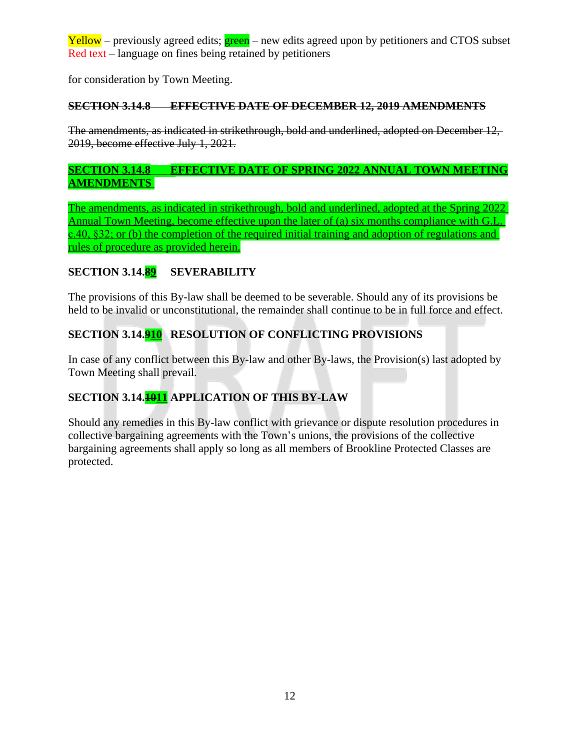Yellow – previously agreed edits; green – new edits agreed upon by petitioners and CTOS subset
Red text – language on fines being retained by petitioners

for consideration by Town Meeting.

**~~SECTION 3.14.8 EFFECTIVE DATE OF DECEMBER 12, 2019 AMENDMENTS~~**

~~The amendments, as indicated in strikethrough, bold and underlined, adopted on December 12, 2019, become effective July 1, 2021.~~

**<u>SECTION 3.14.8 EFFECTIVE DATE OF SPRING 2022 ANNUAL TOWN MEETING AMENDMENTS</u>**

<u>The amendments, as indicated in strikethrough, bold and underlined, adopted at the Spring 2022 Annual Town Meeting, become effective upon the later of (a) six months compliance with G.L. c.40, §32; or (b) the completion of the required initial training and adoption of regulations and rules of procedure as provided herein.</u>

**SECTION 3.14.~~8~~<u>9</u> SEVERABILITY**

The provisions of this By-law shall be deemed to be severable. Should any of its provisions be held to be invalid or unconstitutional, the remainder shall continue to be in full force and effect.

**SECTION 3.14.~~9~~<u>10</u> RESOLUTION OF CONFLICTING PROVISIONS**

In case of any conflict between this By-law and other By-laws, the Provision(s) last adopted by Town Meeting shall prevail.

**SECTION 3.14.~~10~~<u>11</u> APPLICATION OF THIS BY-LAW**

Should any remedies in this By-law conflict with grievance or dispute resolution procedures in collective bargaining agreements with the Town's unions, the provisions of the collective bargaining agreements shall apply so long as all members of Brookline Protected Classes are protected.